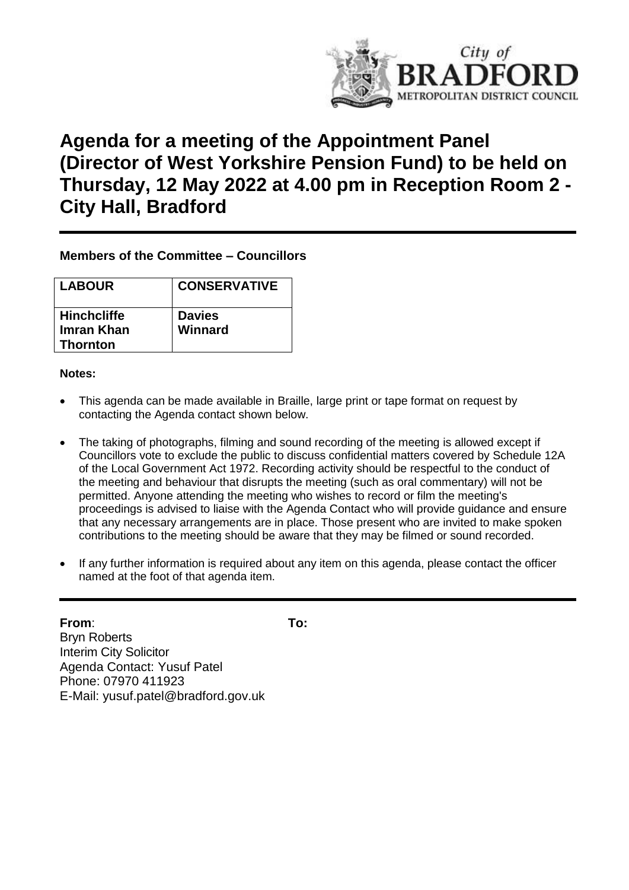# Agenda for a meeting of the Appointment Panel (Director of West Yorkshire Pension Fund) to be held on Thursday, 12 May 2022 at 4.00 pm in Reception Room 2 - City Hall, Bradford

**Members of the Committee – Councillors**

| LABOUR | CONSERVATIVE |
|---|---|
| **Hinchcliffe**<br>**Imran Khan**<br>**Thornton** | **Davies**<br>**Winnard** |

**Notes:**

- This agenda can be made available in Braille, large print or tape format on request by contacting the Agenda contact shown below.
- The taking of photographs, filming and sound recording of the meeting is allowed except if Councillors vote to exclude the public to discuss confidential matters covered by Schedule 12A of the Local Government Act 1972. Recording activity should be respectful to the conduct of the meeting and behaviour that disrupts the meeting (such as oral commentary) will not be permitted. Anyone attending the meeting who wishes to record or film the meeting's proceedings is advised to liaise with the Agenda Contact who will provide guidance and ensure that any necessary arrangements are in place. Those present who are invited to make spoken contributions to the meeting should be aware that they may be filmed or sound recorded.
- If any further information is required about any item on this agenda, please contact the officer named at the foot of that agenda item.

**From**:

Bryn Roberts
Interim City Solicitor
Agenda Contact: Yusuf Patel
Phone: 07970 411923
E-Mail: yusuf.patel@bradford.gov.uk

**To:**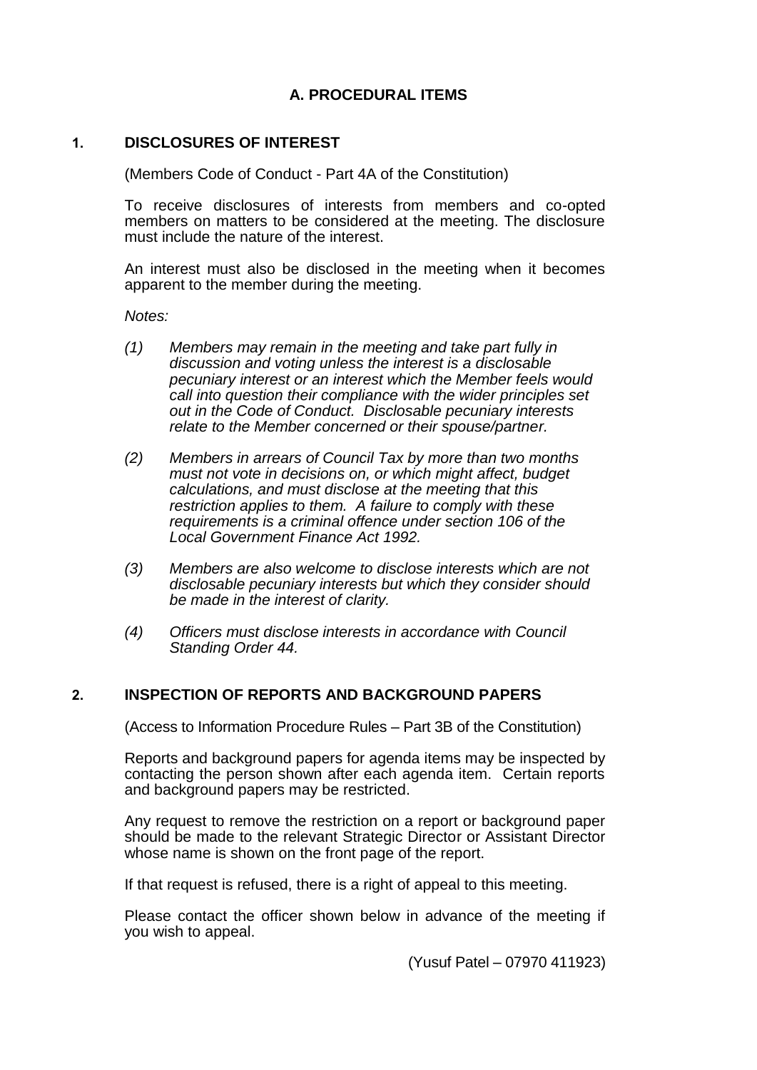# A. PROCEDURAL ITEMS

## 1. DISCLOSURES OF INTEREST

(Members Code of Conduct - Part 4A of the Constitution)

To receive disclosures of interests from members and co-opted members on matters to be considered at the meeting. The disclosure must include the nature of the interest.

An interest must also be disclosed in the meeting when it becomes apparent to the member during the meeting.

*Notes:*

*(1) Members may remain in the meeting and take part fully in discussion and voting unless the interest is a disclosable pecuniary interest or an interest which the Member feels would call into question their compliance with the wider principles set out in the Code of Conduct. Disclosable pecuniary interests relate to the Member concerned or their spouse/partner.*

*(2) Members in arrears of Council Tax by more than two months must not vote in decisions on, or which might affect, budget calculations, and must disclose at the meeting that this restriction applies to them. A failure to comply with these requirements is a criminal offence under section 106 of the Local Government Finance Act 1992.*

*(3) Members are also welcome to disclose interests which are not disclosable pecuniary interests but which they consider should be made in the interest of clarity.*

*(4) Officers must disclose interests in accordance with Council Standing Order 44.*

## 2. INSPECTION OF REPORTS AND BACKGROUND PAPERS

(Access to Information Procedure Rules – Part 3B of the Constitution)

Reports and background papers for agenda items may be inspected by contacting the person shown after each agenda item. Certain reports and background papers may be restricted.

Any request to remove the restriction on a report or background paper should be made to the relevant Strategic Director or Assistant Director whose name is shown on the front page of the report.

If that request is refused, there is a right of appeal to this meeting.

Please contact the officer shown below in advance of the meeting if you wish to appeal.

(Yusuf Patel – 07970 411923)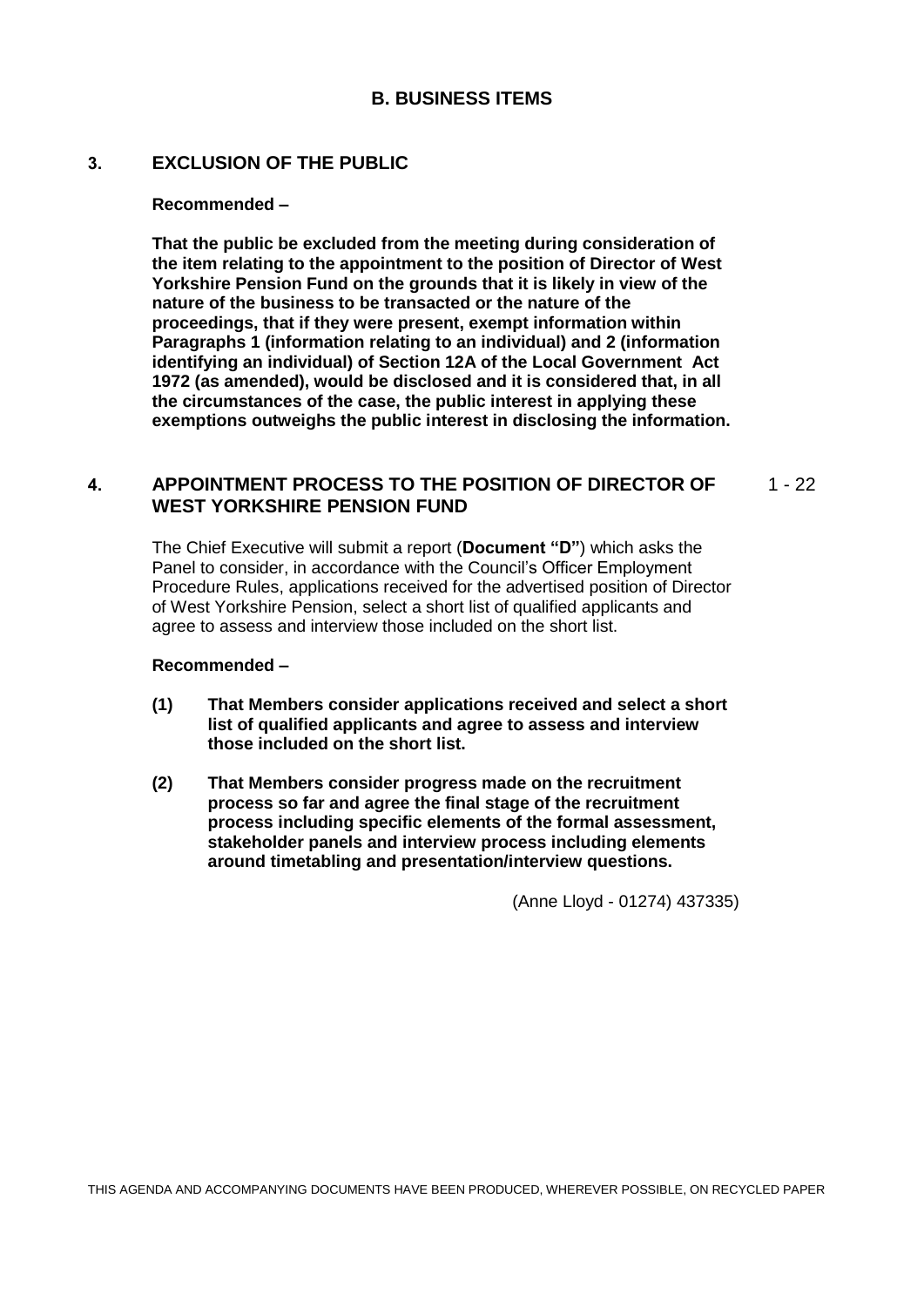## B. BUSINESS ITEMS

### 3. EXCLUSION OF THE PUBLIC

**Recommended –**

**That the public be excluded from the meeting during consideration of the item relating to the appointment to the position of Director of West Yorkshire Pension Fund on the grounds that it is likely in view of the nature of the business to be transacted or the nature of the proceedings, that if they were present, exempt information within Paragraphs 1 (information relating to an individual) and 2 (information identifying an individual) of Section 12A of the Local Government Act 1972 (as amended), would be disclosed and it is considered that, in all the circumstances of the case, the public interest in applying these exemptions outweighs the public interest in disclosing the information.**

### 4. APPOINTMENT PROCESS TO THE POSITION OF DIRECTOR OF WEST YORKSHIRE PENSION FUND

1 - 22

The Chief Executive will submit a report (**Document "D"**) which asks the Panel to consider, in accordance with the Council's Officer Employment Procedure Rules, applications received for the advertised position of Director of West Yorkshire Pension, select a short list of qualified applicants and agree to assess and interview those included on the short list.

**Recommended –**

**(1) That Members consider applications received and select a short list of qualified applicants and agree to assess and interview those included on the short list.**

**(2) That Members consider progress made on the recruitment process so far and agree the final stage of the recruitment process including specific elements of the formal assessment, stakeholder panels and interview process including elements around timetabling and presentation/interview questions.**

(Anne Lloyd - 01274) 437335)

THIS AGENDA AND ACCOMPANYING DOCUMENTS HAVE BEEN PRODUCED, WHEREVER POSSIBLE, ON RECYCLED PAPER